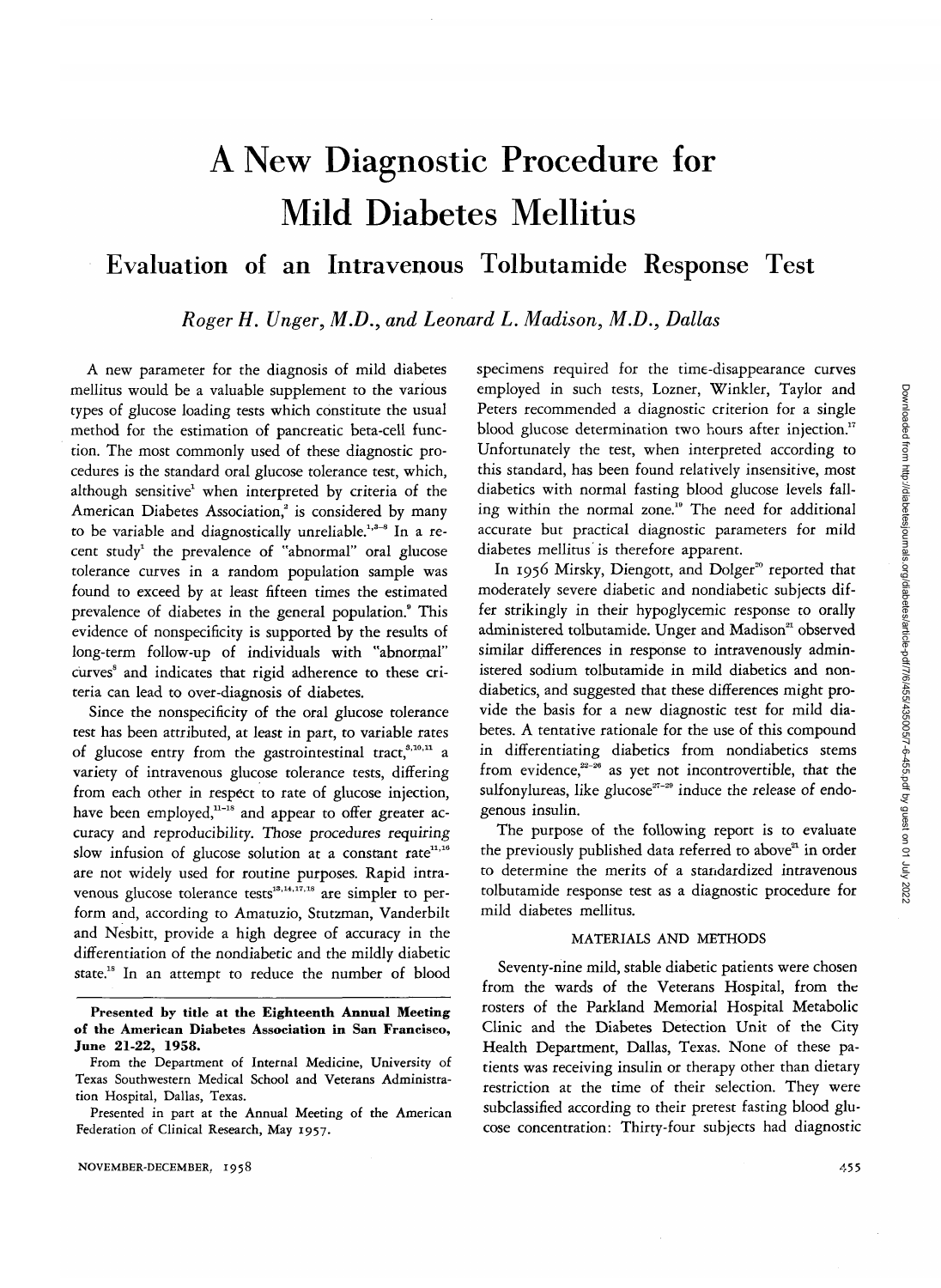# A New Diagnostic Procedure for Mild Diabetes Mellitus

## Evaluation of an Intravenous Tolbutamide Response Test

*Roger H. Unger, M.D., and Leonard L. Madison, M.D., Dallas*

A new parameter for the diagnosis of mild diabetes mellitus would be a valuable supplement to the various types of glucose loading tests which constitute the usual method for the estimation of pancreatic beta-cell function. The most commonly used of these diagnostic procedures is the standard oral glucose tolerance test, which, although sensitive[1] when interpreted by criteria of the American Diabetes Association,[2] is considered by many to be variable and diagnostically unreliable.[1,3-8] In a recent study[1] the prevalence of "abnormal" oral glucose tolerance curves in a random population sample was found to exceed by at least fifteen times the estimated prevalence of diabetes in the general population.[9] This evidence of nonspecificity is supported by the results of long-term follow-up of individuals with "abnormal" curves[8] and indicates that rigid adherence to these criteria can lead to over-diagnosis of diabetes.

Since the nonspecificity of the oral glucose tolerance test has been attributed, at least in part, to variable rates of glucose entry from the gastrointestinal tract,[8,10,11] a variety of intravenous glucose tolerance tests, differing from each other in respect to rate of glucose injection, have been employed,[11-18] and appear to offer greater accuracy and reproducibility. Those procedures requiring slow infusion of glucose solution at a constant rate[11,16] are not widely used for routine purposes. Rapid intravenous glucose tolerance tests[13,14,17,18] are simpler to perform and, according to Amatuzio, Stutzman, Vanderbilt and Nesbitt, provide a high degree of accuracy in the differentiation of the nondiabetic and the mildly diabetic state.[15] In an attempt to reduce the number of blood specimens required for the time-disappearance curves employed in such tests, Lozner, Winkler, Taylor and Peters recommended a diagnostic criterion for a single blood glucose determination two hours after injection.[17] Unfortunately the test, when interpreted according to this standard, has been found relatively insensitive, most diabetics with normal fasting blood glucose levels falling within the normal zone.[19] The need for additional accurate but practical diagnostic parameters for mild diabetes mellitus is therefore apparent.

In 1956 Mirsky, Diengott, and Dolger[20] reported that moderately severe diabetic and nondiabetic subjects differ strikingly in their hypoglycemic response to orally administered tolbutamide. Unger and Madison[21] observed similar differences in response to intravenously administered sodium tolbutamide in mild diabetics and nondiabetics, and suggested that these differences might provide the basis for a new diagnostic test for mild diabetes. A tentative rationale for the use of this compound in differentiating diabetics from nondiabetics stems from evidence,[22-26] as yet not incontrovertible, that the sulfonylureas, like glucose[27-29] induce the release of endogenous insulin.

The purpose of the following report is to evaluate the previously published data referred to above[21] in order to determine the merits of a standardized intravenous tolbutamide response test as a diagnostic procedure for mild diabetes mellitus.

### MATERIALS AND METHODS

Seventy-nine mild, stable diabetic patients were chosen from the wards of the Veterans Hospital, from the rosters of the Parkland Memorial Hospital Metabolic Clinic and the Diabetes Detection Unit of the City Health Department, Dallas, Texas. None of these patients was receiving insulin or therapy other than dietary restriction at the time of their selection. They were subclassified according to their pretest fasting blood glucose concentration: Thirty-four subjects had diagnostic

---

**Presented by title at the Eighteenth Annual Meeting of the American Diabetes Association in San Francisco, June 21-22, 1958.**

From the Department of Internal Medicine, University of Texas Southwestern Medical School and Veterans Administration Hospital, Dallas, Texas.

Presented in part at the Annual Meeting of the American Federation of Clinical Research, May 1957.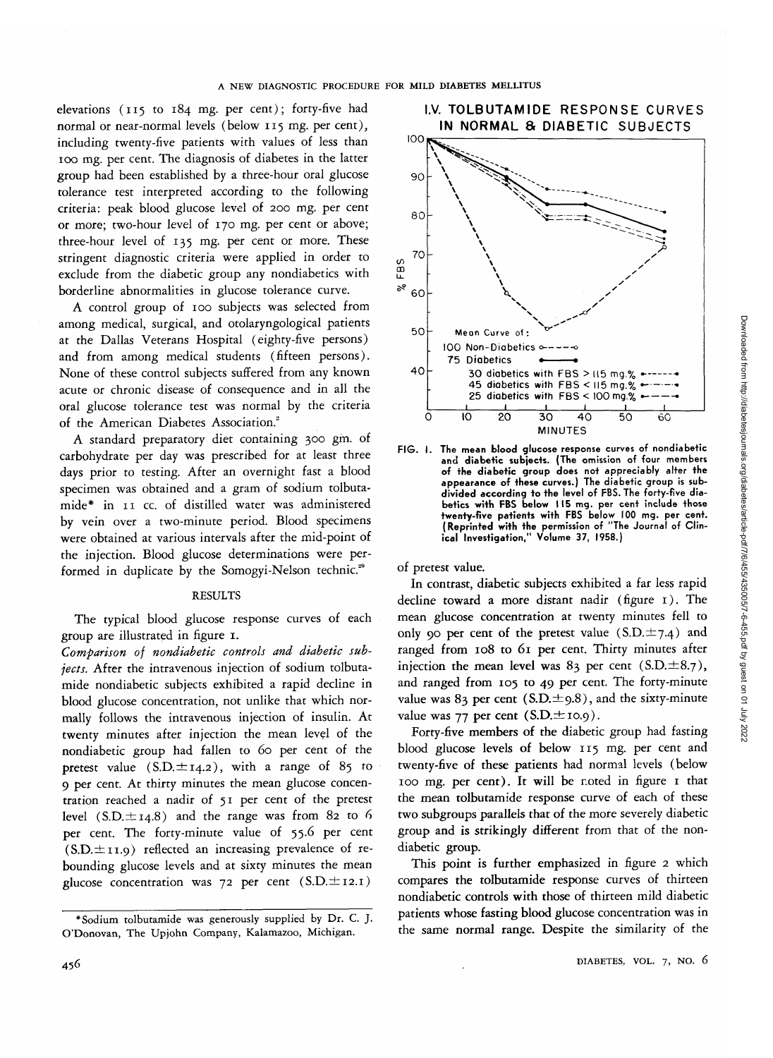elevations (115 to 184 mg. per cent); forty-five had normal or near-normal levels (below 115 mg. per cent), including twenty-five patients with values of less than 100 mg. per cent. The diagnosis of diabetes in the latter group had been established by a three-hour oral glucose tolerance test interpreted according to the following criteria: peak blood glucose level of 200 mg. per cent or more; two-hour level of 170 mg. per cent or above; three-hour level of 135 mg. per cent or more. These stringent diagnostic criteria were applied in order to exclude from the diabetic group any nondiabetics with borderline abnormalities in glucose tolerance curve.

A control group of 100 subjects was selected from among medical, surgical, and otolaryngological patients at the Dallas Veterans Hospital (eighty-five persons) and from among medical students (fifteen persons). None of these control subjects suffered from any known acute or chronic disease of consequence and in all the oral glucose tolerance test was normal by the criteria of the American Diabetes Association.[2]

A standard preparatory diet containing 300 gm. of carbohydrate per day was prescribed for at least three days prior to testing. After an overnight fast a blood specimen was obtained and a gram of sodium tolbutamide* in 11 cc. of distilled water was administered by vein over a two-minute period. Blood specimens were obtained at various intervals after the mid-point of the injection. Blood glucose determinations were performed in duplicate by the Somogyi-Nelson technic.[29]

## RESULTS

The typical blood glucose response curves of each group are illustrated in figure 1.

*Comparison of nondiabetic controls and diabetic subjects.* After the intravenous injection of sodium tolbutamide nondiabetic subjects exhibited a rapid decline in blood glucose concentration, not unlike that which normally follows the intravenous injection of insulin. At twenty minutes after injection the mean level of the nondiabetic group had fallen to 60 per cent of the pretest value (S.D.±14.2), with a range of 85 to 9 per cent. At thirty minutes the mean glucose concentration reached a nadir of 51 per cent of the pretest level (S.D.±14.8) and the range was from 82 to 6 per cent. The forty-minute value of 55.6 per cent (S.D.±11.9) reflected an increasing prevalence of rebounding glucose levels and at sixty minutes the mean glucose concentration was 72 per cent (S.D.±12.1) of pretest value.

I.V. TOLBUTAMIDE RESPONSE CURVES IN NORMAL & DIABETIC SUBJECTS

FIG. 1. The mean blood glucose response curves of nondiabetic and diabetic subjects. (The omission of four members of the diabetic group does not appreciably alter the appearance of these curves.) The diabetic group is subdivided according to the level of FBS. The forty-five diabetics with FBS below 115 mg. per cent include those twenty-five patients with FBS below 100 mg. per cent. (Reprinted with the permission of "The Journal of Clinical Investigation," Volume 37, 1958.)

In contrast, diabetic subjects exhibited a far less rapid decline toward a more distant nadir (figure 1). The mean glucose concentration at twenty minutes fell to only 90 per cent of the pretest value (S.D.±7.4) and ranged from 108 to 61 per cent. Thirty minutes after injection the mean level was 83 per cent (S.D.±8.7), and ranged from 105 to 49 per cent. The forty-minute value was 83 per cent (S.D.±9.8), and the sixty-minute value was 77 per cent (S.D.±10.9).

Forty-five members of the diabetic group had fasting blood glucose levels of below 115 mg. per cent and twenty-five of these patients had normal levels (below 100 mg. per cent). It will be noted in figure 1 that the mean tolbutamide response curve of each of these two subgroups parallels that of the more severely diabetic group and is strikingly different from that of the nondiabetic group.

This point is further emphasized in figure 2 which compares the tolbutamide response curves of thirteen nondiabetic controls with those of thirteen mild diabetic patients whose fasting blood glucose concentration was in the same normal range. Despite the similarity of the

*Sodium tolbutamide was generously supplied by Dr. C. J. O'Donovan, The Upjohn Company, Kalamazoo, Michigan.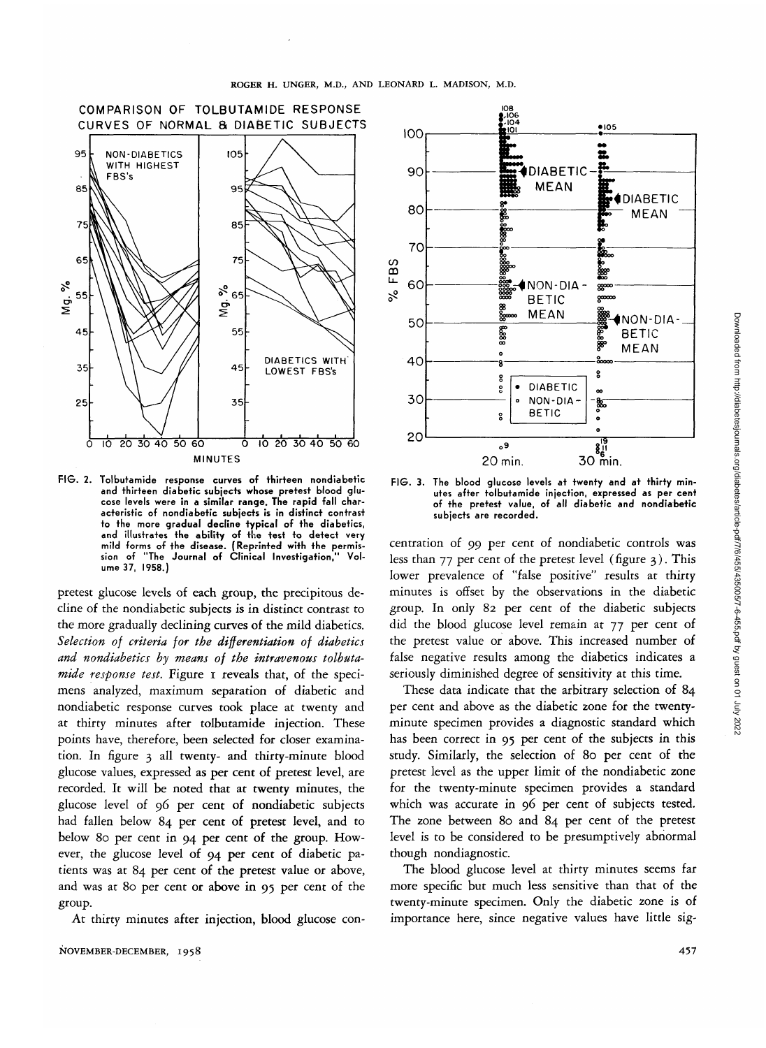FIG. 2. Tolbutamide response curves of thirteen nondiabetic and thirteen diabetic subjects whose pretest blood glucose levels were in a similar range. The rapid fall characteristic of nondiabetic subjects is in distinct contrast to the more gradual decline typical of the diabetics, and illustrates the ability of the test to detect very mild forms of the disease. (Reprinted with the permission of "The Journal of Clinical Investigation," Volume 37, 1958.)

FIG. 3. The blood glucose levels at twenty and at thirty minutes after tolbutamide injection, expressed as per cent of the pretest value, of all diabetic and nondiabetic subjects are recorded.

pretest glucose levels of each group, the precipitous decline of the nondiabetic subjects is in distinct contrast to the more gradually declining curves of the mild diabetics. *Selection of criteria for the differentiation of diabetics and nondiabetics by means of the intravenous tolbutamide response test.* Figure 1 reveals that, of the specimens analyzed, maximum separation of diabetic and nondiabetic response curves took place at twenty and at thirty minutes after tolbutamide injection. These points have, therefore, been selected for closer examination. In figure 3 all twenty- and thirty-minute blood glucose values, expressed as per cent of pretest level, are recorded. It will be noted that at twenty minutes, the glucose level of 96 per cent of nondiabetic subjects had fallen below 84 per cent of pretest level, and to below 80 per cent in 94 per cent of the group. However, the glucose level of 94 per cent of diabetic patients was at 84 per cent of the pretest value or above, and was at 80 per cent or above in 95 per cent of the group.

At thirty minutes after injection, blood glucose concentration of 99 per cent of nondiabetic controls was less than 77 per cent of the pretest level (figure 3). This lower prevalence of "false positive" results at thirty minutes is offset by the observations in the diabetic group. In only 82 per cent of the diabetic subjects did the blood glucose level remain at 77 per cent of the pretest value or above. This increased number of false negative results among the diabetics indicates a seriously diminished degree of sensitivity at this time.

These data indicate that the arbitrary selection of 84 per cent and above as the diabetic zone for the twenty-minute specimen provides a diagnostic standard which has been correct in 95 per cent of the subjects in this study. Similarly, the selection of 80 per cent of the pretest level as the upper limit of the nondiabetic zone for the twenty-minute specimen provides a standard which was accurate in 96 per cent of subjects tested. The zone between 80 and 84 per cent of the pretest level is to be considered to be presumptively abnormal though nondiagnostic.

The blood glucose level at thirty minutes seems far more specific but much less sensitive than that of the twenty-minute specimen. Only the diabetic zone is of importance here, since negative values have little sig-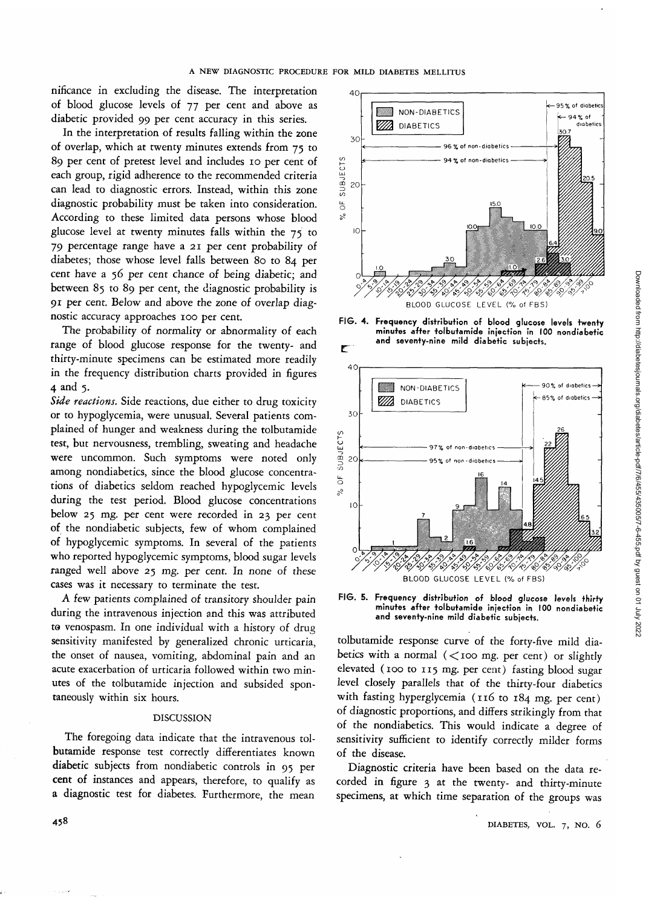nificance in excluding the disease. The interpretation of blood glucose levels of 77 per cent and above as diabetic provided 99 per cent accuracy in this series.

In the interpretation of results falling within the zone of overlap, which at twenty minutes extends from 75 to 89 per cent of pretest level and includes 10 per cent of each group, rigid adherence to the recommended criteria can lead to diagnostic errors. Instead, within this zone diagnostic probability must be taken into consideration. According to these limited data persons whose blood glucose level at twenty minutes falls within the 75 to 79 percentage range have a 21 per cent probability of diabetes; those whose level falls between 80 to 84 per cent have a 56 per cent chance of being diabetic; and between 85 to 89 per cent, the diagnostic probability is 91 per cent. Below and above the zone of overlap diagnostic accuracy approaches 100 per cent.

The probability of normality or abnormality of each range of blood glucose response for the twenty- and thirty-minute specimens can be estimated more readily in the frequency distribution charts provided in figures 4 and 5.

*Side reactions.* Side reactions, due either to drug toxicity or to hypoglycemia, were unusual. Several patients complained of hunger and weakness during the tolbutamide test, but nervousness, trembling, sweating and headache were uncommon. Such symptoms were noted only among nondiabetics, since the blood glucose concentrations of diabetics seldom reached hypoglycemic levels during the test period. Blood glucose concentrations below 25 mg. per cent were recorded in 23 per cent of the nondiabetic subjects, few of whom complained of hypoglycemic symptoms. In several of the patients who reported hypoglycemic symptoms, blood sugar levels ranged well above 25 mg. per cent. In none of these cases was it necessary to terminate the test.

A few patients complained of transitory shoulder pain during the intravenous injection and this was attributed to venospasm. In one individual with a history of drug sensitivity manifested by generalized chronic urticaria, the onset of nausea, vomiting, abdominal pain and an acute exacerbation of urticaria followed within two minutes of the tolbutamide injection and subsided spontaneously within six hours.

## DISCUSSION

The foregoing data indicate that the intravenous tolbutamide response test correctly differentiates known diabetic subjects from nondiabetic controls in 95 per cent of instances and appears, therefore, to qualify as a diagnostic test for diabetes. Furthermore, the mean

FIG. 4. Frequency distribution of blood glucose levels twenty minutes after tolbutamide injection in 100 nondiabetic and seventy-nine mild diabetic subjects.

FIG. 5. Frequency distribution of blood glucose levels thirty minutes after tolbutamide injection in 100 nondiabetic and seventy-nine mild diabetic subjects.

tolbutamide response curve of the forty-five mild diabetics with a normal (<100 mg. per cent) or slightly elevated (100 to 115 mg. per cent) fasting blood sugar level closely parallels that of the thirty-four diabetics with fasting hyperglycemia (116 to 184 mg. per cent) of diagnostic proportions, and differs strikingly from that of the nondiabetics. This would indicate a degree of sensitivity sufficient to identify correctly milder forms of the disease.

Diagnostic criteria have been based on the data recorded in figure 3 at the twenty- and thirty-minute specimens, at which time separation of the groups was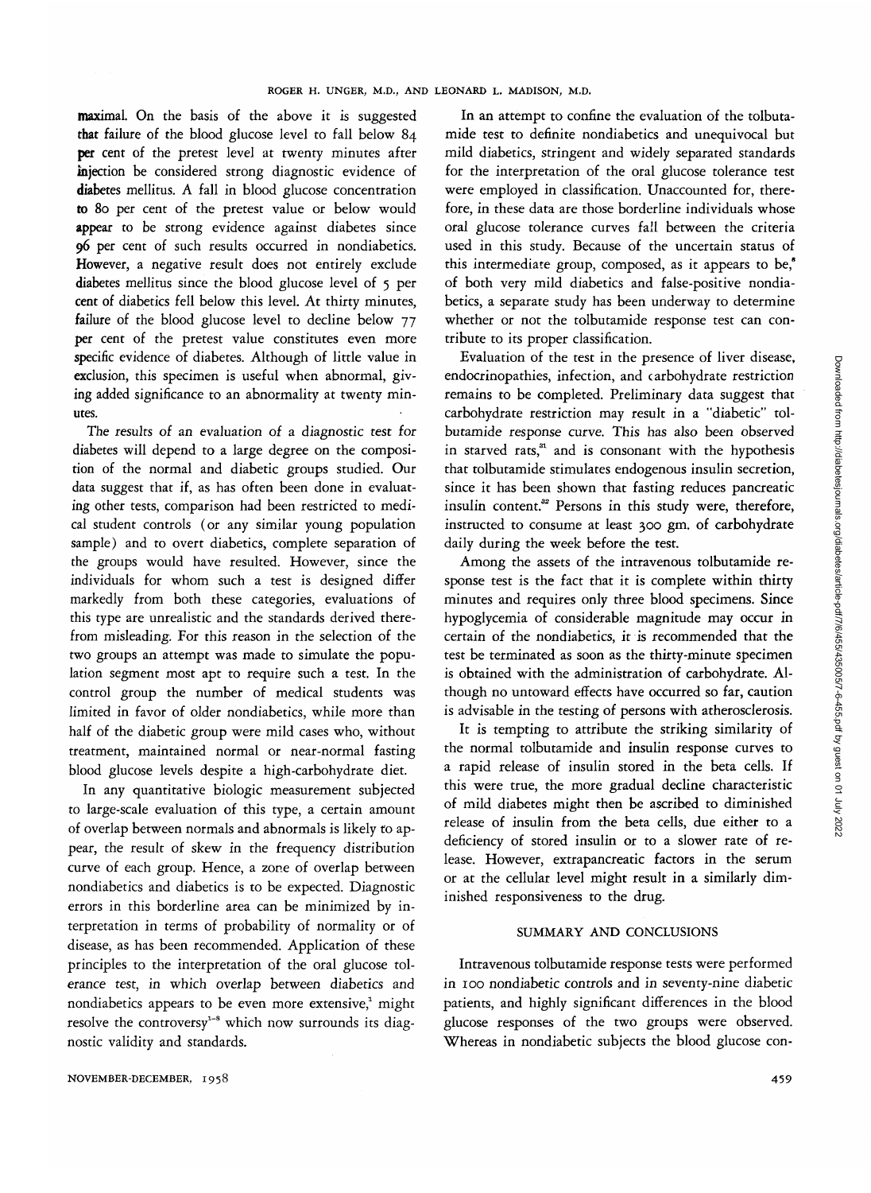maximal. On the basis of the above it is suggested that failure of the blood glucose level to fall below 84 per cent of the pretest level at twenty minutes after injection be considered strong diagnostic evidence of diabetes mellitus. A fall in blood glucose concentration to 80 per cent of the pretest value or below would appear to be strong evidence against diabetes since 96 per cent of such results occurred in nondiabetics. However, a negative result does not entirely exclude diabetes mellitus since the blood glucose level of 5 per cent of diabetics fell below this level. At thirty minutes, failure of the blood glucose level to decline below 77 per cent of the pretest value constitutes even more specific evidence of diabetes. Although of little value in exclusion, this specimen is useful when abnormal, giving added significance to an abnormality at twenty minutes.

The results of an evaluation of a diagnostic test for diabetes will depend to a large degree on the composition of the normal and diabetic groups studied. Our data suggest that if, as has often been done in evaluating other tests, comparison had been restricted to medical student controls (or any similar young population sample) and to overt diabetics, complete separation of the groups would have resulted. However, since the individuals for whom such a test is designed differ markedly from both these categories, evaluations of this type are unrealistic and the standards derived therefrom misleading. For this reason in the selection of the two groups an attempt was made to simulate the population segment most apt to require such a test. In the control group the number of medical students was limited in favor of older nondiabetics, while more than half of the diabetic group were mild cases who, without treatment, maintained normal or near-normal fasting blood glucose levels despite a high-carbohydrate diet.

In any quantitative biologic measurement subjected to large-scale evaluation of this type, a certain amount of overlap between normals and abnormals is likely to appear, the result of skew in the frequency distribution curve of each group. Hence, a zone of overlap between nondiabetics and diabetics is to be expected. Diagnostic errors in this borderline area can be minimized by interpretation in terms of probability of normality or of disease, as has been recommended. Application of these principles to the interpretation of the oral glucose tolerance test, in which overlap between diabetics and nondiabetics appears to be even more extensive,[1] might resolve the controversy[1-8] which now surrounds its diagnostic validity and standards.

In an attempt to confine the evaluation of the tolbutamide test to definite nondiabetics and unequivocal but mild diabetics, stringent and widely separated standards for the interpretation of the oral glucose tolerance test were employed in classification. Unaccounted for, therefore, in these data are those borderline individuals whose oral glucose tolerance curves fall between the criteria used in this study. Because of the uncertain status of this intermediate group, composed, as it appears to be,[8] of both very mild diabetics and false-positive nondiabetics, a separate study has been underway to determine whether or not the tolbutamide response test can contribute to its proper classification.

Evaluation of the test in the presence of liver disease, endocrinopathies, infection, and carbohydrate restriction remains to be completed. Preliminary data suggest that carbohydrate restriction may result in a "diabetic" tolbutamide response curve. This has also been observed in starved rats,[31] and is consonant with the hypothesis that tolbutamide stimulates endogenous insulin secretion, since it has been shown that fasting reduces pancreatic insulin content.[32] Persons in this study were, therefore, instructed to consume at least 300 gm. of carbohydrate daily during the week before the test.

Among the assets of the intravenous tolbutamide response test is the fact that it is complete within thirty minutes and requires only three blood specimens. Since hypoglycemia of considerable magnitude may occur in certain of the nondiabetics, it is recommended that the test be terminated as soon as the thirty-minute specimen is obtained with the administration of carbohydrate. Although no untoward effects have occurred so far, caution is advisable in the testing of persons with atherosclerosis.

It is tempting to attribute the striking similarity of the normal tolbutamide and insulin response curves to a rapid release of insulin stored in the beta cells. If this were true, the more gradual decline characteristic of mild diabetes might then be ascribed to diminished release of insulin from the beta cells, due either to a deficiency of stored insulin or to a slower rate of release. However, extrapancreatic factors in the serum or at the cellular level might result in a similarly diminished responsiveness to the drug.

## SUMMARY AND CONCLUSIONS

Intravenous tolbutamide response tests were performed in 100 nondiabetic controls and in seventy-nine diabetic patients, and highly significant differences in the blood glucose responses of the two groups were observed. Whereas in nondiabetic subjects the blood glucose con-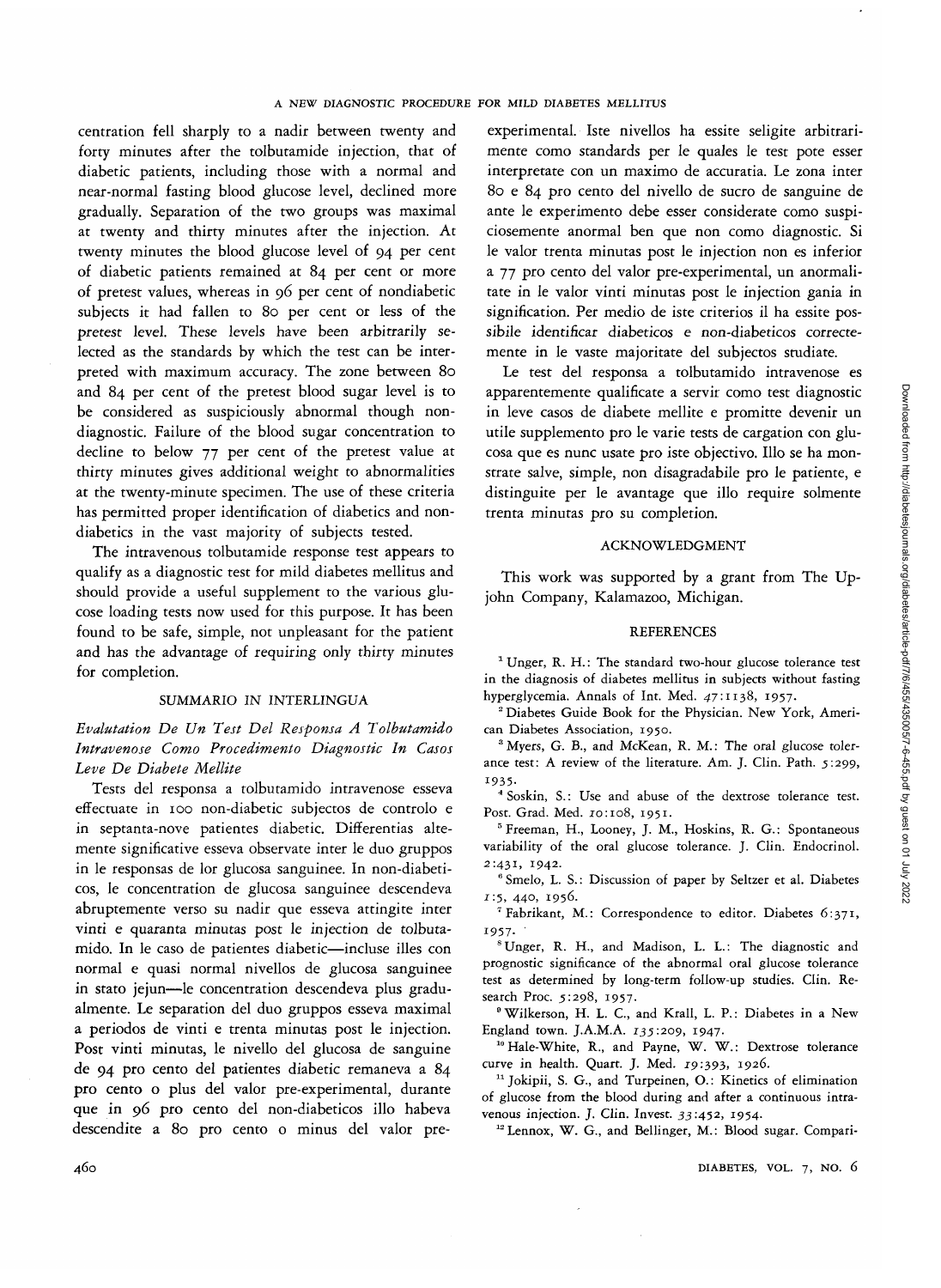centration fell sharply to a nadir between twenty and forty minutes after the tolbutamide injection, that of diabetic patients, including those with a normal and near-normal fasting blood glucose level, declined more gradually. Separation of the two groups was maximal at twenty and thirty minutes after the injection. At twenty minutes the blood glucose level of 94 per cent of diabetic patients remained at 84 per cent or more of pretest values, whereas in 96 per cent of nondiabetic subjects it had fallen to 80 per cent or less of the pretest level. These levels have been arbitrarily selected as the standards by which the test can be interpreted with maximum accuracy. The zone between 80 and 84 per cent of the pretest blood sugar level is to be considered as suspiciously abnormal though nondiagnostic. Failure of the blood sugar concentration to decline to below 77 per cent of the pretest value at thirty minutes gives additional weight to abnormalities at the twenty-minute specimen. The use of these criteria has permitted proper identification of diabetics and nondiabetics in the vast majority of subjects tested.

The intravenous tolbutamide response test appears to qualify as a diagnostic test for mild diabetes mellitus and should provide a useful supplement to the various glucose loading tests now used for this purpose. It has been found to be safe, simple, not unpleasant for the patient and has the advantage of requiring only thirty minutes for completion.

## SUMMARIO IN INTERLINGUA

### *Evalutation De Un Test Del Responsa A Tolbutamido Intravenose Como Procedimento Diagnostic In Casos Leve De Diabete Mellite*

Tests del responsa a tolbutamido intravenose esseva effectuate in 100 non-diabetic subjectos de controlo e in septanta-nove patientes diabetic. Differentias altemente significative esseva observate inter le duo gruppos in le responsas de lor glucosa sanguinee. In non-diabeticos, le concentration de glucosa sanguinee descendeva abruptemente verso su nadir que esseva attingite inter vinti e quaranta minutas post le injection de tolbutamido. In le caso de patientes diabetic—incluse illes con normal e quasi normal nivellos de glucosa sanguinee in stato jejun—le concentration descendeva plus gradualmente. Le separation del duo gruppos esseva maximal a periodos de vinti e trenta minutas post le injection. Post vinti minutas, le nivello del glucosa de sanguine de 94 pro cento del patientes diabetic remaneva a 84 pro cento o plus del valor pre-experimental, durante que in 96 pro cento del non-diabeticos illo habeva descendite a 80 pro cento o minus del valor pre-experimental. Iste nivellos ha essite seligite arbitrarimente como standards per le quales le test pote esser interpretate con un maximo de accuratia. Le zona inter 80 e 84 pro cento del nivello de sucro de sanguine de ante le experimento debe esser considerate como suspiciosemente anormal ben que non como diagnostic. Si le valor trenta minutas post le injection non es inferior a 77 pro cento del valor pre-experimental, un anormalitate in le valor vinti minutas post le injection gania in signification. Per medio de iste criterios il ha essite possibile identificar diabeticos e non-diabeticos correctemente in le vaste majoritate del subjectos studiate.

Le test del responsa a tolbutamido intravenose es apparentemente qualificate a servir como test diagnostic in leve casos de diabete mellite e promitte devenir un utile supplemento pro le varie tests de cargation con glucosa que es nunc usate pro iste objectivo. Illo se ha monstrate salve, simple, non disagradabile pro le patiente, e distinguite per le avantage que illo require solmente trenta minutas pro su completion.

## ACKNOWLEDGMENT

This work was supported by a grant from The Upjohn Company, Kalamazoo, Michigan.

## REFERENCES

[1] Unger, R. H.: The standard two-hour glucose tolerance test in the diagnosis of diabetes mellitus in subjects without fasting hyperglycemia. Annals of Int. Med. *47*:1138, 1957.

[2] Diabetes Guide Book for the Physician. New York, American Diabetes Association, 1950.

[3] Myers, G. B., and McKean, R. M.: The oral glucose tolerance test: A review of the literature. Am. J. Clin. Path. *5*:299, 1935.

[4] Soskin, S.: Use and abuse of the dextrose tolerance test. Post. Grad. Med. *10*:108, 1951.

[5] Freeman, H., Looney, J. M., Hoskins, R. G.: Spontaneous variability of the oral glucose tolerance. J. Clin. Endocrinol. *2*:431, 1942.

[6] Smelo, L. S.: Discussion of paper by Seltzer et al. Diabetes *1*:5, 440, 1956.

[7] Fabrikant, M.: Correspondence to editor. Diabetes *6*:371, 1957.

[8] Unger, R. H., and Madison, L. L.: The diagnostic and prognostic significance of the abnormal oral glucose tolerance test as determined by long-term follow-up studies. Clin. Research Proc. *5*:298, 1957.

[9] Wilkerson, H. L. C., and Krall, L. P.: Diabetes in a New England town. J.A.M.A. *135*:209, 1947.

[10] Hale-White, R., and Payne, W. W.: Dextrose tolerance curve in health. Quart. J. Med. *19*:393, 1926.

[11] Jokipii, S. G., and Turpeinen, O.: Kinetics of elimination of glucose from the blood during and after a continuous intravenous injection. J. Clin. Invest. *33*:452, 1954.

[12] Lennox, W. G., and Bellinger, M.: Blood sugar. Compari-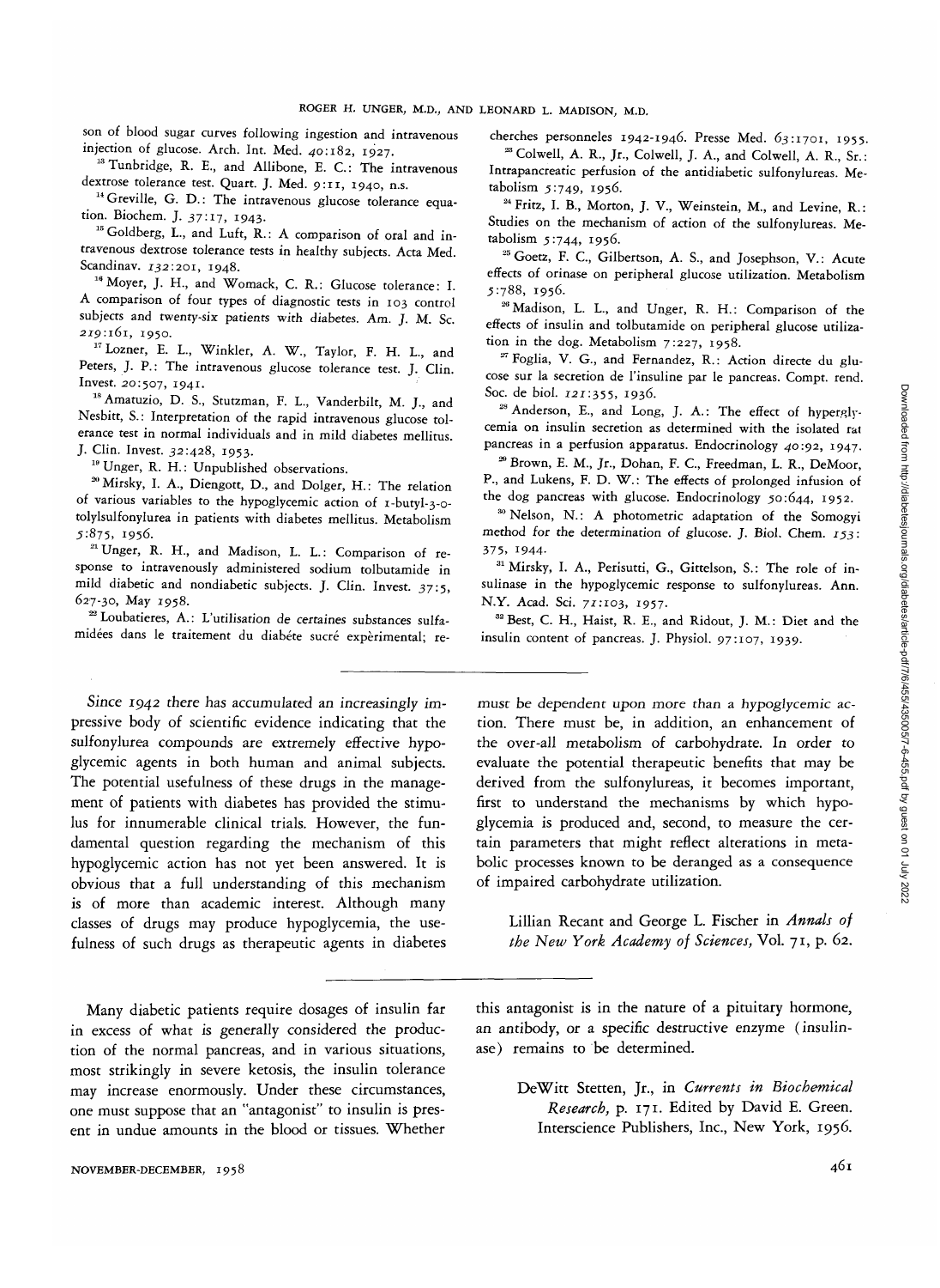son of blood sugar curves following ingestion and intravenous injection of glucose. Arch. Int. Med. *40*:182, 1927.

[13] Tunbridge, R. E., and Allibone, E. C.: The intravenous dextrose tolerance test. Quart. J. Med. *9*:11, 1940, n.s.

[14] Greville, G. D.: The intravenous glucose tolerance equation. Biochem. J. *37*:17, 1943.

[15] Goldberg, L., and Luft, R.: A comparison of oral and intravenous dextrose tolerance tests in healthy subjects. Acta Med. Scandinav. *132*:201, 1948.

[16] Moyer, J. H., and Womack, C. R.: Glucose tolerance: I. A comparison of four types of diagnostic tests in 103 control subjects and twenty-six patients with diabetes. Am. J. M. Sc. *219*:161, 1950.

[17] Lozner, E. L., Winkler, A. W., Taylor, F. H. L., and Peters, J. P.: The intravenous glucose tolerance test. J. Clin. Invest. *20*:507, 1941.

[18] Amatuzio, D. S., Stutzman, F. L., Vanderbilt, M. J., and Nesbitt, S.: Interpretation of the rapid intravenous glucose tolerance test in normal individuals and in mild diabetes mellitus. J. Clin. Invest. *32*:428, 1953.

[19] Unger, R. H.: Unpublished observations.

[20] Mirsky, I. A., Diengott, D., and Dolger, H.: The relation of various variables to the hypoglycemic action of 1-butyl-3-o-tolylsulfonylurea in patients with diabetes mellitus. Metabolism *5*:875, 1956.

[21] Unger, R. H., and Madison, L. L.: Comparison of response to intravenously administered sodium tolbutamide in mild diabetic and nondiabetic subjects. J. Clin. Invest. *37*:5, 627-30, May 1958.

[22] Loubatieres, A.: L'utilisation de certaines substances sulfamidées dans le traitement du diabéte sucré expèrimental; recherches personnelles 1942-1946. Presse Med. *63*:1701, 1955.

[23] Colwell, A. R., Jr., Colwell, J. A., and Colwell, A. R., Sr.: Intrapancreatic perfusion of the antidiabetic sulfonylureas. Metabolism *5*:749, 1956.

[24] Fritz, I. B., Morton, J. V., Weinstein, M., and Levine, R.: Studies on the mechanism of action of the sulfonylureas. Metabolism *5*:744, 1956.

[25] Goetz, F. C., Gilbertson, A. S., and Josephson, V.: Acute effects of orinase on peripheral glucose utilization. Metabolism *5*:788, 1956.

[26] Madison, L. L., and Unger, R. H.: Comparison of the effects of insulin and tolbutamide on peripheral glucose utilization in the dog. Metabolism *7*:227, 1958.

[27] Foglia, V. G., and Fernandez, R.: Action directe du glucose sur la secretion de l'insuline par le pancreas. Compt. rend. Soc. de biol. *121*:355, 1936.

[28] Anderson, E., and Long, J. A.: The effect of hyperglycemia on insulin secretion as determined with the isolated rat pancreas in a perfusion apparatus. Endocrinology *40*:92, 1947.

[29] Brown, E. M., Jr., Dohan, F. C., Freedman, L. R., DeMoor, P., and Lukens, F. D. W.: The effects of prolonged infusion of the dog pancreas with glucose. Endocrinology *50*:644, 1952.

[30] Nelson, N.: A photometric adaptation of the Somogyi method for the determination of glucose. J. Biol. Chem. *153*: 375, 1944.

[31] Mirsky, I. A., Perisutti, G., Gittelson, S.: The role of insulinase in the hypoglycemic response to sulfonylureas. Ann. N.Y. Acad. Sci. *71*:103, 1957.

[32] Best, C. H., Haist, R. E., and Ridout, J. M.: Diet and the insulin content of pancreas. J. Physiol. *97*:107, 1939.

---

*Since 1942 there has accumulated an increasingly impressive body of scientific evidence indicating that the sulfonylurea compounds are extremely effective hypoglycemic agents in both human and animal subjects. The potential usefulness of these drugs in the management of patients with diabetes has provided the stimulus for innumerable clinical trials. However, the fundamental question regarding the mechanism of this hypoglycemic action has not yet been answered. It is obvious that a full understanding of this mechanism is of more than academic interest. Although many classes of drugs may produce hypoglycemia, the usefulness of such drugs as therapeutic agents in diabetes must be dependent upon more than a hypoglycemic action. There must be, in addition, an enhancement of the over-all metabolism of carbohydrate. In order to evaluate the potential therapeutic benefits that may be derived from the sulfonylureas, it becomes important, first to understand the mechanisms by which hypoglycemia is produced and, second, to measure the certain parameters that might reflect alterations in metabolic processes known to be deranged as a consequence of impaired carbohydrate utilization.*

> Lillian Recant and George L. Fischer in *Annals of the New York Academy of Sciences,* Vol. 71, p. 62.

---

Many diabetic patients require dosages of insulin far in excess of what is generally considered the production of the normal pancreas, and in various situations, most strikingly in severe ketosis, the insulin tolerance may increase enormously. Under these circumstances, one must suppose that an "antagonist" to insulin is present in undue amounts in the blood or tissues. Whether this antagonist is in the nature of a pituitary hormone, an antibody, or a specific destructive enzyme (insulinase) remains to be determined.

> DeWitt Stetten, Jr., in *Currents in Biochemical Research,* p. 171. Edited by David E. Green. Interscience Publishers, Inc., New York, 1956.